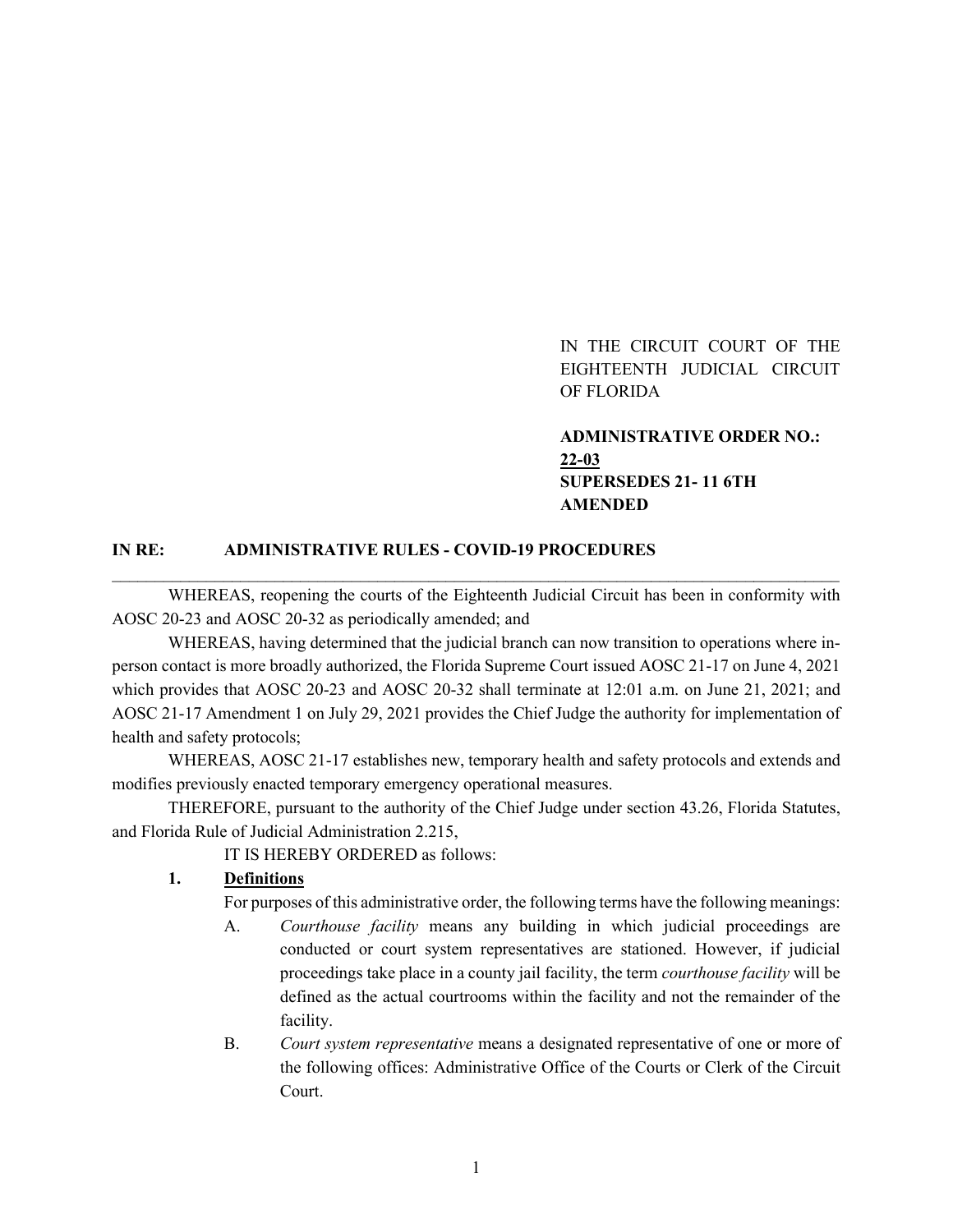IN THE CIRCUIT COURT OF THE EIGHTEENTH JUDICIAL CIRCUIT OF FLORIDA

**ADMINISTRATIVE ORDER NO.: 22-03**
**SUPERSEDES 21- 11 6TH AMENDED**

**IN RE: ADMINISTRATIVE RULES - COVID-19 PROCEDURES**

---

WHEREAS, reopening the courts of the Eighteenth Judicial Circuit has been in conformity with AOSC 20-23 and AOSC 20-32 as periodically amended; and

WHEREAS, having determined that the judicial branch can now transition to operations where in-person contact is more broadly authorized, the Florida Supreme Court issued AOSC 21-17 on June 4, 2021 which provides that AOSC 20-23 and AOSC 20-32 shall terminate at 12:01 a.m. on June 21, 2021; and AOSC 21-17 Amendment 1 on July 29, 2021 provides the Chief Judge the authority for implementation of health and safety protocols;

WHEREAS, AOSC 21-17 establishes new, temporary health and safety protocols and extends and modifies previously enacted temporary emergency operational measures.

THEREFORE, pursuant to the authority of the Chief Judge under section 43.26, Florida Statutes, and Florida Rule of Judicial Administration 2.215,

IT IS HEREBY ORDERED as follows:

**1. Definitions**

For purposes of this administrative order, the following terms have the following meanings:

A. *Courthouse facility* means any building in which judicial proceedings are conducted or court system representatives are stationed. However, if judicial proceedings take place in a county jail facility, the term *courthouse facility* will be defined as the actual courtrooms within the facility and not the remainder of the facility.

B. *Court system representative* means a designated representative of one or more of the following offices: Administrative Office of the Courts or Clerk of the Circuit Court.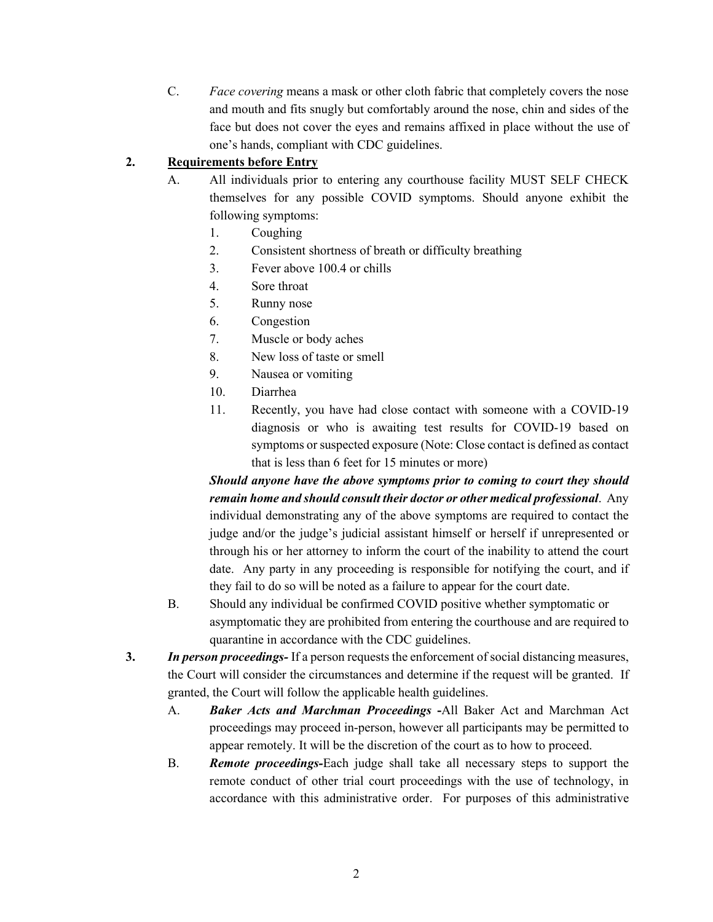C. *Face covering* means a mask or other cloth fabric that completely covers the nose and mouth and fits snugly but comfortably around the nose, chin and sides of the face but does not cover the eyes and remains affixed in place without the use of one's hands, compliant with CDC guidelines.

**2. <u>Requirements before Entry</u>**

A. All individuals prior to entering any courthouse facility MUST SELF CHECK themselves for any possible COVID symptoms. Should anyone exhibit the following symptoms:

1. Coughing
2. Consistent shortness of breath or difficulty breathing
3. Fever above 100.4 or chills
4. Sore throat
5. Runny nose
6. Congestion
7. Muscle or body aches
8. New loss of taste or smell
9. Nausea or vomiting
10. Diarrhea
11. Recently, you have had close contact with someone with a COVID-19 diagnosis or who is awaiting test results for COVID-19 based on symptoms or suspected exposure (Note: Close contact is defined as contact that is less than 6 feet for 15 minutes or more)

***Should anyone have the above symptoms prior to coming to court they should remain home and should consult their doctor or other medical professional***. Any individual demonstrating any of the above symptoms are required to contact the judge and/or the judge's judicial assistant himself or herself if unrepresented or through his or her attorney to inform the court of the inability to attend the court date. Any party in any proceeding is responsible for notifying the court, and if they fail to do so will be noted as a failure to appear for the court date.

B. Should any individual be confirmed COVID positive whether symptomatic or asymptomatic they are prohibited from entering the courthouse and are required to quarantine in accordance with the CDC guidelines.

**3.** ***In person proceedings-*** If a person requests the enforcement of social distancing measures, the Court will consider the circumstances and determine if the request will be granted. If granted, the Court will follow the applicable health guidelines.

A. ***Baker Acts and Marchman Proceedings*** **-**All Baker Act and Marchman Act proceedings may proceed in-person, however all participants may be permitted to appear remotely. It will be the discretion of the court as to how to proceed.

B. ***Remote proceedings-***Each judge shall take all necessary steps to support the remote conduct of other trial court proceedings with the use of technology, in accordance with this administrative order. For purposes of this administrative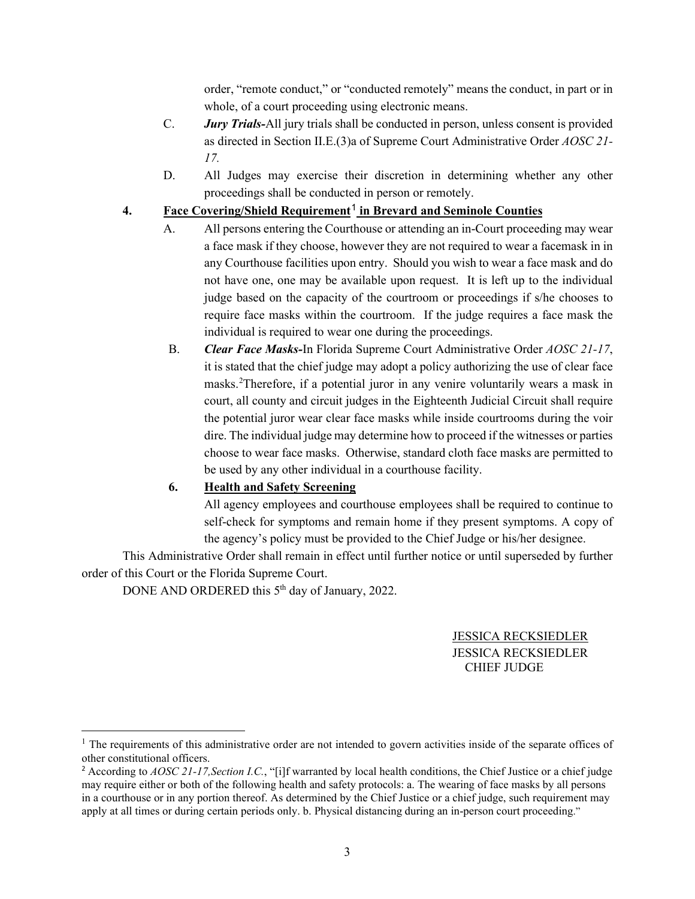order, "remote conduct," or "conducted remotely" means the conduct, in part or in whole, of a court proceeding using electronic means.

C. ***Jury Trials-***All jury trials shall be conducted in person, unless consent is provided as directed in Section II.E.(3)a of Supreme Court Administrative Order *AOSC 21-17.*

D. All Judges may exercise their discretion in determining whether any other proceedings shall be conducted in person or remotely.

**4. <u>Face Covering/Shield Requirement[1] in Brevard and Seminole Counties</u>**

A. All persons entering the Courthouse or attending an in-Court proceeding may wear a face mask if they choose, however they are not required to wear a facemask in in any Courthouse facilities upon entry. Should you wish to wear a face mask and do not have one, one may be available upon request. It is left up to the individual judge based on the capacity of the courtroom or proceedings if s/he chooses to require face masks within the courtroom. If the judge requires a face mask the individual is required to wear one during the proceedings.

B. ***Clear Face Masks-***In Florida Supreme Court Administrative Order *AOSC 21-17*, it is stated that the chief judge may adopt a policy authorizing the use of clear face masks.[2]Therefore, if a potential juror in any venire voluntarily wears a mask in court, all county and circuit judges in the Eighteenth Judicial Circuit shall require the potential juror wear clear face masks while inside courtrooms during the voir dire. The individual judge may determine how to proceed if the witnesses or parties choose to wear face masks. Otherwise, standard cloth face masks are permitted to be used by any other individual in a courthouse facility.

**6. <u>Health and Safety Screening</u>**

All agency employees and courthouse employees shall be required to continue to self-check for symptoms and remain home if they present symptoms. A copy of the agency's policy must be provided to the Chief Judge or his/her designee.

This Administrative Order shall remain in effect until further notice or until superseded by further order of this Court or the Florida Supreme Court.

DONE AND ORDERED this 5th day of January, 2022.

<u>JESSICA RECKSIEDLER</u>
JESSICA RECKSIEDLER
CHIEF JUDGE

---

[1] The requirements of this administrative order are not intended to govern activities inside of the separate offices of other constitutional officers.

[2] According to *AOSC 21-17,Section I.C.*, "[i]f warranted by local health conditions, the Chief Justice or a chief judge may require either or both of the following health and safety protocols: a. The wearing of face masks by all persons in a courthouse or in any portion thereof. As determined by the Chief Justice or a chief judge, such requirement may apply at all times or during certain periods only. b. Physical distancing during an in-person court proceeding."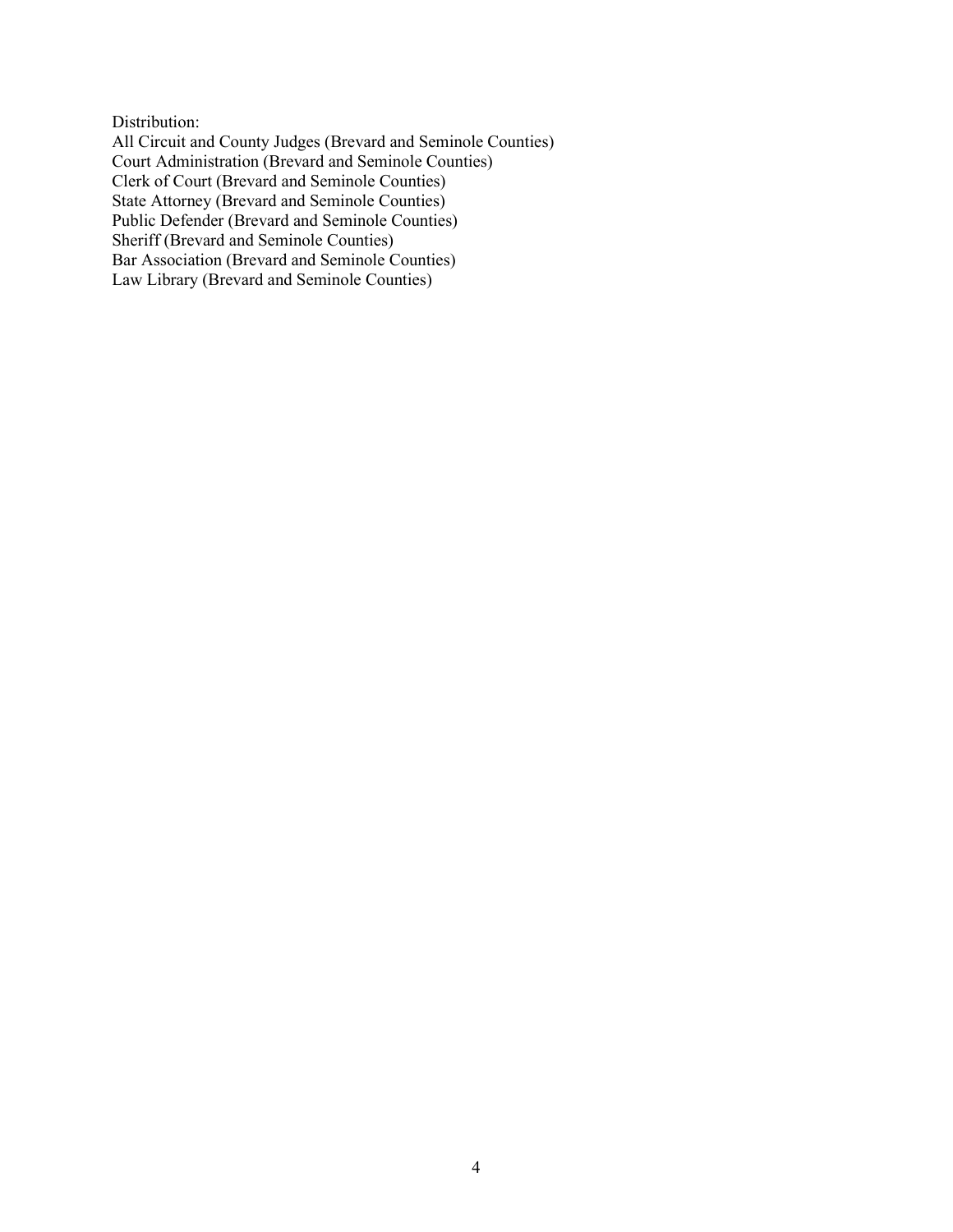Distribution:
All Circuit and County Judges (Brevard and Seminole Counties)
Court Administration (Brevard and Seminole Counties)
Clerk of Court (Brevard and Seminole Counties)
State Attorney (Brevard and Seminole Counties)
Public Defender (Brevard and Seminole Counties)
Sheriff (Brevard and Seminole Counties)
Bar Association (Brevard and Seminole Counties)
Law Library (Brevard and Seminole Counties)